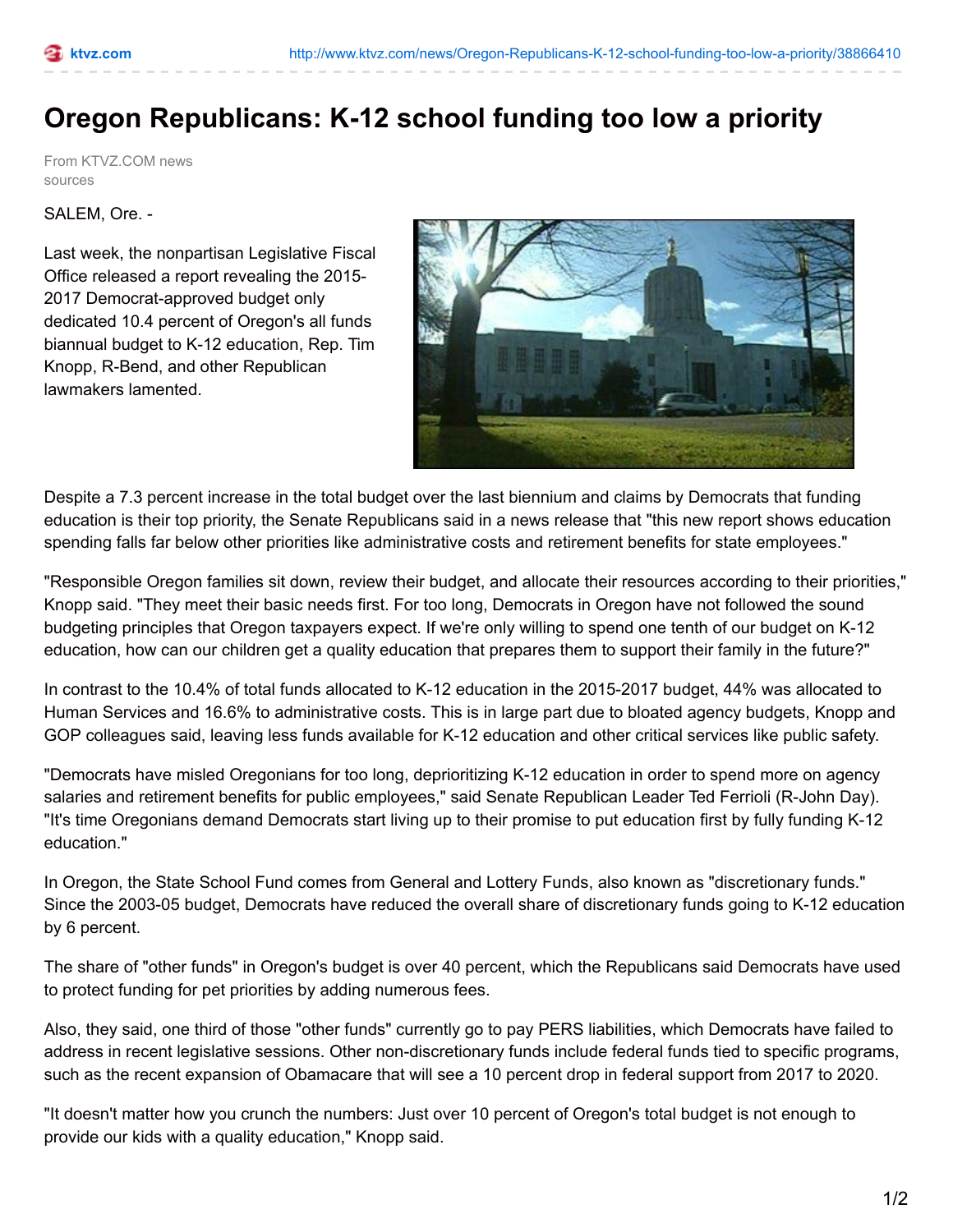ktvz.com    http://www.ktvz.com/news/Oregon-Republicans-K-12-school-funding-too-low-a-priority/38866410

# Oregon Republicans: K-12 school funding too low a priority

From KTVZ.COM news sources

SALEM, Ore. -

Last week, the nonpartisan Legislative Fiscal Office released a report revealing the 2015-2017 Democrat-approved budget only dedicated 10.4 percent of Oregon's all funds biannual budget to K-12 education, Rep. Tim Knopp, R-Bend, and other Republican lawmakers lamented.

Despite a 7.3 percent increase in the total budget over the last biennium and claims by Democrats that funding education is their top priority, the Senate Republicans said in a news release that "this new report shows education spending falls far below other priorities like administrative costs and retirement benefits for state employees."

"Responsible Oregon families sit down, review their budget, and allocate their resources according to their priorities," Knopp said. "They meet their basic needs first. For too long, Democrats in Oregon have not followed the sound budgeting principles that Oregon taxpayers expect. If we're only willing to spend one tenth of our budget on K-12 education, how can our children get a quality education that prepares them to support their family in the future?"

In contrast to the 10.4% of total funds allocated to K-12 education in the 2015-2017 budget, 44% was allocated to Human Services and 16.6% to administrative costs. This is in large part due to bloated agency budgets, Knopp and GOP colleagues said, leaving less funds available for K-12 education and other critical services like public safety.

"Democrats have misled Oregonians for too long, deprioritizing K-12 education in order to spend more on agency salaries and retirement benefits for public employees," said Senate Republican Leader Ted Ferrioli (R-John Day). "It's time Oregonians demand Democrats start living up to their promise to put education first by fully funding K-12 education."

In Oregon, the State School Fund comes from General and Lottery Funds, also known as "discretionary funds." Since the 2003-05 budget, Democrats have reduced the overall share of discretionary funds going to K-12 education by 6 percent.

The share of "other funds" in Oregon's budget is over 40 percent, which the Republicans said Democrats have used to protect funding for pet priorities by adding numerous fees.

Also, they said, one third of those "other funds" currently go to pay PERS liabilities, which Democrats have failed to address in recent legislative sessions. Other non-discretionary funds include federal funds tied to specific programs, such as the recent expansion of Obamacare that will see a 10 percent drop in federal support from 2017 to 2020.

"It doesn't matter how you crunch the numbers: Just over 10 percent of Oregon's total budget is not enough to provide our kids with a quality education," Knopp said.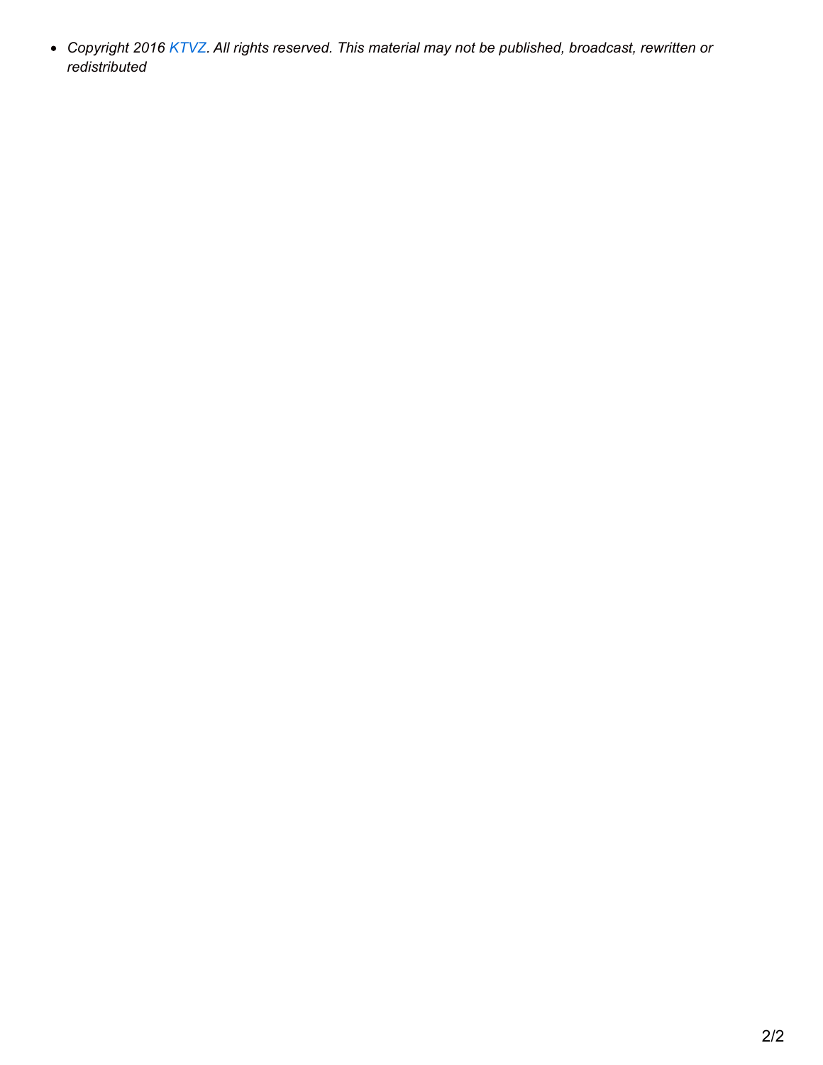- *Copyright 2016 KTVZ. All rights reserved. This material may not be published, broadcast, rewritten or redistributed*